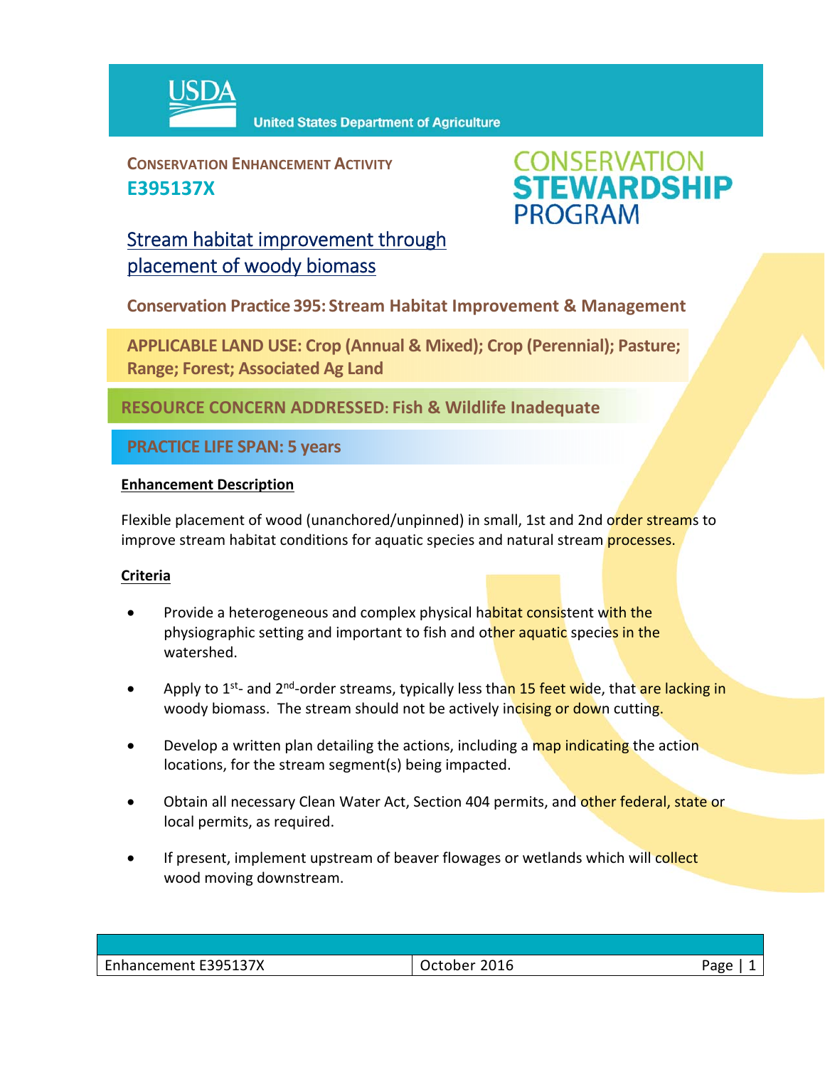USDA United States Department of Agriculture

**CONSERVATION ENHANCEMENT ACTIVITY**
**E395137X**

CONSERVATION STEWARDSHIP PROGRAM

# Stream habitat improvement through placement of woody biomass

**Conservation Practice 395: Stream Habitat Improvement & Management**

**APPLICABLE LAND USE: Crop (Annual & Mixed); Crop (Perennial); Pasture; Range; Forest; Associated Ag Land**

**RESOURCE CONCERN ADDRESSED: Fish & Wildlife Inadequate**

**PRACTICE LIFE SPAN: 5 years**

## Enhancement Description

Flexible placement of wood (unanchored/unpinned) in small, 1st and 2nd order streams to improve stream habitat conditions for aquatic species and natural stream processes.

## Criteria

- Provide a heterogeneous and complex physical habitat consistent with the physiographic setting and important to fish and other aquatic species in the watershed.
- Apply to 1st- and 2nd-order streams, typically less than 15 feet wide, that are lacking in woody biomass. The stream should not be actively incising or down cutting.
- Develop a written plan detailing the actions, including a map indicating the action locations, for the stream segment(s) being impacted.
- Obtain all necessary Clean Water Act, Section 404 permits, and other federal, state or local permits, as required.
- If present, implement upstream of beaver flowages or wetlands which will collect wood moving downstream.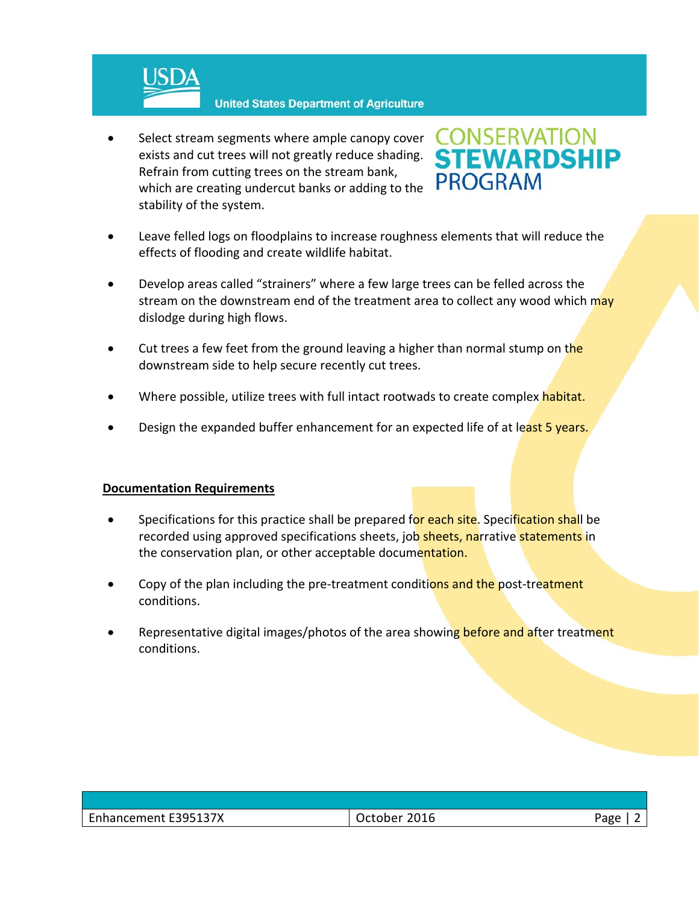- Select stream segments where ample canopy cover exists and cut trees will not greatly reduce shading. Refrain from cutting trees on the stream bank, which are creating undercut banks or adding to the stability of the system.

- Leave felled logs on floodplains to increase roughness elements that will reduce the effects of flooding and create wildlife habitat.

- Develop areas called "strainers" where a few large trees can be felled across the stream on the downstream end of the treatment area to collect any wood which may dislodge during high flows.

- Cut trees a few feet from the ground leaving a higher than normal stump on the downstream side to help secure recently cut trees.

- Where possible, utilize trees with full intact rootwads to create complex habitat.

- Design the expanded buffer enhancement for an expected life of at least 5 years.

**Documentation Requirements**

- Specifications for this practice shall be prepared for each site. Specification shall be recorded using approved specifications sheets, job sheets, narrative statements in the conservation plan, or other acceptable documentation.

- Copy of the plan including the pre-treatment conditions and the post-treatment conditions.

- Representative digital images/photos of the area showing before and after treatment conditions.